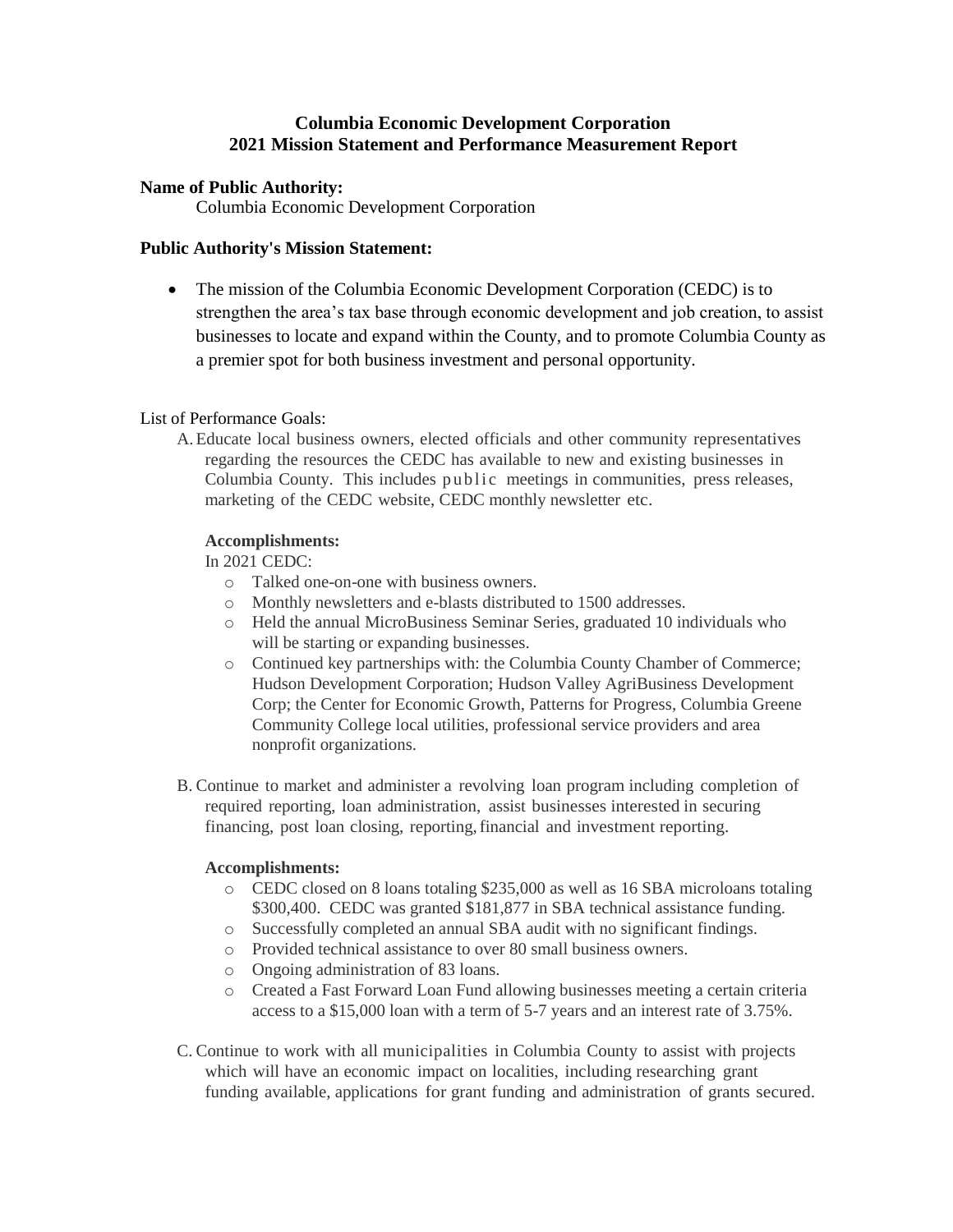# Columbia Economic Development Corporation
## 2021 Mission Statement and Performance Measurement Report

**Name of Public Authority:**

Columbia Economic Development Corporation

**Public Authority's Mission Statement:**

- The mission of the Columbia Economic Development Corporation (CEDC) is to strengthen the area's tax base through economic development and job creation, to assist businesses to locate and expand within the County, and to promote Columbia County as a premier spot for both business investment and personal opportunity.

List of Performance Goals:

A. Educate local business owners, elected officials and other community representatives regarding the resources the CEDC has available to new and existing businesses in Columbia County. This includes public meetings in communities, press releases, marketing of the CEDC website, CEDC monthly newsletter etc.

**Accomplishments:**

In 2021 CEDC:

- Talked one-on-one with business owners.
- Monthly newsletters and e-blasts distributed to 1500 addresses.
- Held the annual MicroBusiness Seminar Series, graduated 10 individuals who will be starting or expanding businesses.
- Continued key partnerships with: the Columbia County Chamber of Commerce; Hudson Development Corporation; Hudson Valley AgriBusiness Development Corp; the Center for Economic Growth, Patterns for Progress, Columbia Greene Community College local utilities, professional service providers and area nonprofit organizations.

B. Continue to market and administer a revolving loan program including completion of required reporting, loan administration, assist businesses interested in securing financing, post loan closing, reporting, financial and investment reporting.

**Accomplishments:**

- CEDC closed on 8 loans totaling $235,000 as well as 16 SBA microloans totaling $300,400. CEDC was granted $181,877 in SBA technical assistance funding.
- Successfully completed an annual SBA audit with no significant findings.
- Provided technical assistance to over 80 small business owners.
- Ongoing administration of 83 loans.
- Created a Fast Forward Loan Fund allowing businesses meeting a certain criteria access to a $15,000 loan with a term of 5-7 years and an interest rate of 3.75%.

C. Continue to work with all municipalities in Columbia County to assist with projects which will have an economic impact on localities, including researching grant funding available, applications for grant funding and administration of grants secured.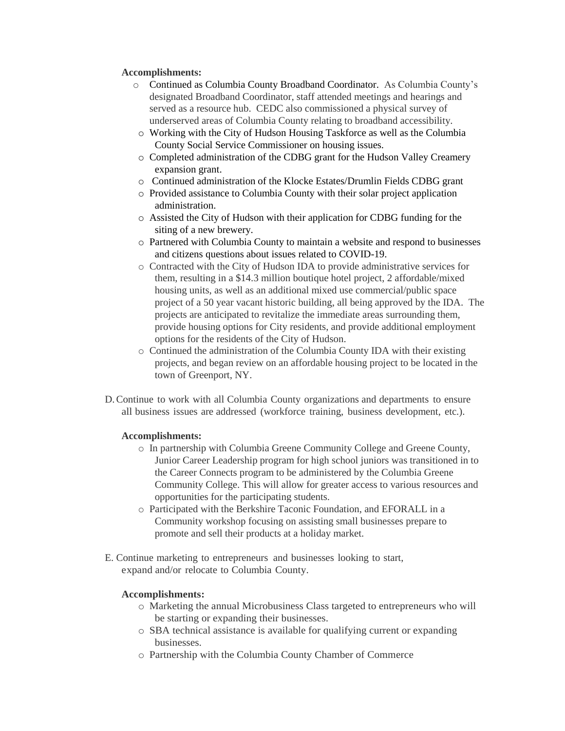**Accomplishments:**

- Continued as Columbia County Broadband Coordinator. As Columbia County's designated Broadband Coordinator, staff attended meetings and hearings and served as a resource hub. CEDC also commissioned a physical survey of underserved areas of Columbia County relating to broadband accessibility.
- Working with the City of Hudson Housing Taskforce as well as the Columbia County Social Service Commissioner on housing issues.
- Completed administration of the CDBG grant for the Hudson Valley Creamery expansion grant.
- Continued administration of the Klocke Estates/Drumlin Fields CDBG grant
- Provided assistance to Columbia County with their solar project application administration.
- Assisted the City of Hudson with their application for CDBG funding for the siting of a new brewery.
- Partnered with Columbia County to maintain a website and respond to businesses and citizens questions about issues related to COVID-19.
- Contracted with the City of Hudson IDA to provide administrative services for them, resulting in a $14.3 million boutique hotel project, 2 affordable/mixed housing units, as well as an additional mixed use commercial/public space project of a 50 year vacant historic building, all being approved by the IDA. The projects are anticipated to revitalize the immediate areas surrounding them, provide housing options for City residents, and provide additional employment options for the residents of the City of Hudson.
- Continued the administration of the Columbia County IDA with their existing projects, and began review on an affordable housing project to be located in the town of Greenport, NY.

D. Continue to work with all Columbia County organizations and departments to ensure all business issues are addressed (workforce training, business development, etc.).

**Accomplishments:**

- In partnership with Columbia Greene Community College and Greene County, Junior Career Leadership program for high school juniors was transitioned in to the Career Connects program to be administered by the Columbia Greene Community College. This will allow for greater access to various resources and opportunities for the participating students.
- Participated with the Berkshire Taconic Foundation, and EFORALL in a Community workshop focusing on assisting small businesses prepare to promote and sell their products at a holiday market.

E. Continue marketing to entrepreneurs and businesses looking to start, expand and/or relocate to Columbia County.

**Accomplishments:**

- Marketing the annual Microbusiness Class targeted to entrepreneurs who will be starting or expanding their businesses.
- SBA technical assistance is available for qualifying current or expanding businesses.
- Partnership with the Columbia County Chamber of Commerce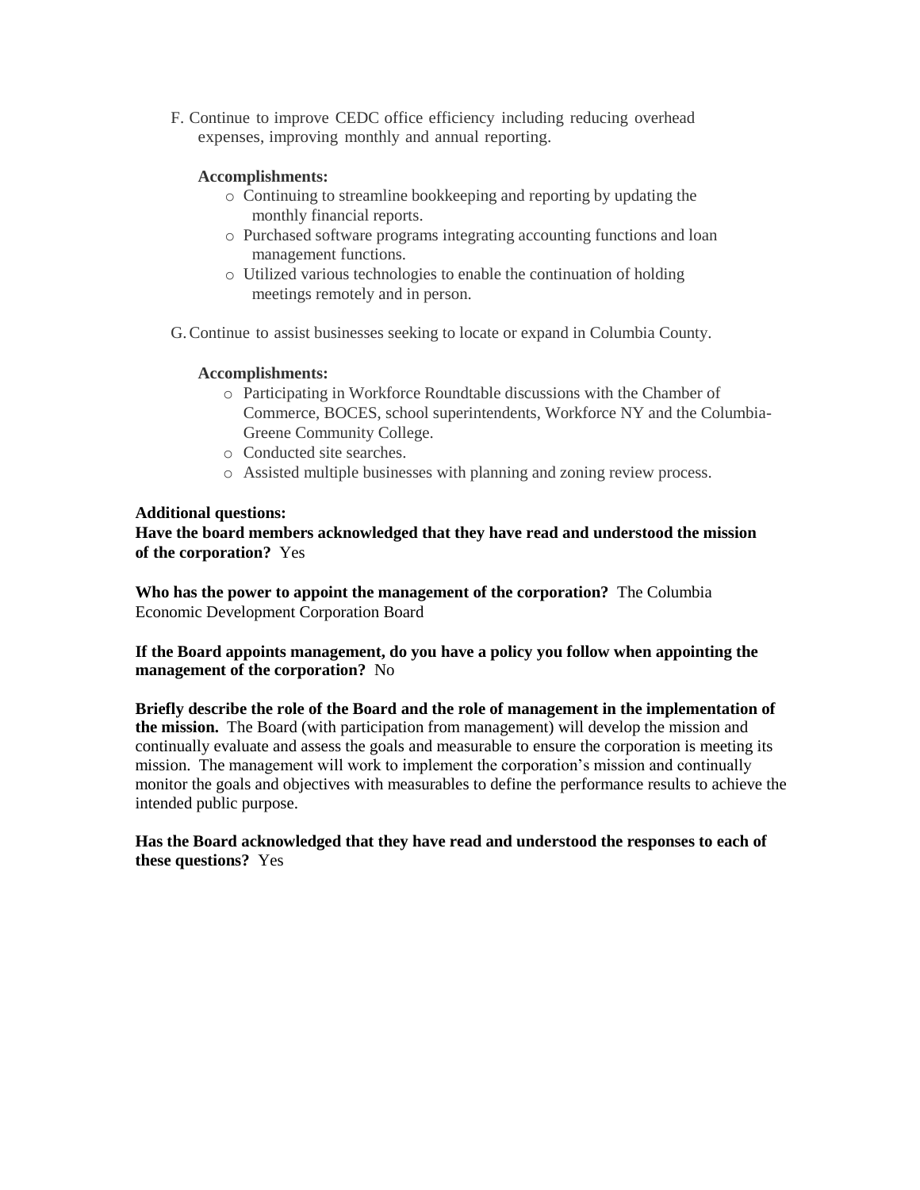F. Continue to improve CEDC office efficiency including reducing overhead expenses, improving monthly and annual reporting.

**Accomplishments:**

- Continuing to streamline bookkeeping and reporting by updating the monthly financial reports.
- Purchased software programs integrating accounting functions and loan management functions.
- Utilized various technologies to enable the continuation of holding meetings remotely and in person.

G. Continue to assist businesses seeking to locate or expand in Columbia County.

**Accomplishments:**

- Participating in Workforce Roundtable discussions with the Chamber of Commerce, BOCES, school superintendents, Workforce NY and the Columbia-Greene Community College.
- Conducted site searches.
- Assisted multiple businesses with planning and zoning review process.

**Additional questions:**

**Have the board members acknowledged that they have read and understood the mission of the corporation?** Yes

**Who has the power to appoint the management of the corporation?** The Columbia Economic Development Corporation Board

**If the Board appoints management, do you have a policy you follow when appointing the management of the corporation?** No

**Briefly describe the role of the Board and the role of management in the implementation of the mission.** The Board (with participation from management) will develop the mission and continually evaluate and assess the goals and measurable to ensure the corporation is meeting its mission. The management will work to implement the corporation's mission and continually monitor the goals and objectives with measurables to define the performance results to achieve the intended public purpose.

**Has the Board acknowledged that they have read and understood the responses to each of these questions?** Yes